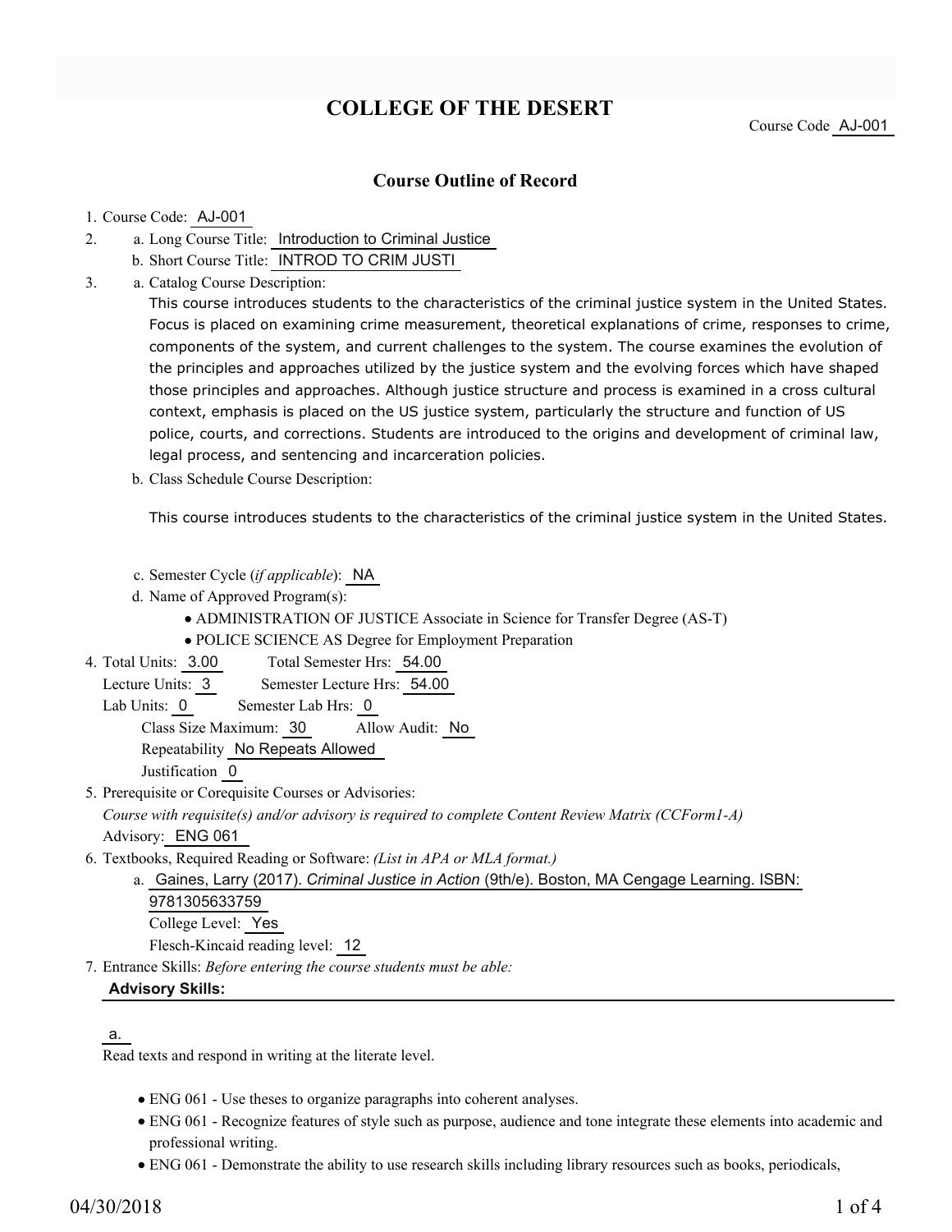# COLLEGE OF THE DESERT

Course Code AJ-001

## Course Outline of Record

1. Course Code: AJ-001
2. a. Long Course Title: Introduction to Criminal Justice
   b. Short Course Title: INTROD TO CRIM JUSTI
3. a. Catalog Course Description:

   This course introduces students to the characteristics of the criminal justice system in the United States. Focus is placed on examining crime measurement, theoretical explanations of crime, responses to crime, components of the system, and current challenges to the system. The course examines the evolution of the principles and approaches utilized by the justice system and the evolving forces which have shaped those principles and approaches. Although justice structure and process is examined in a cross cultural context, emphasis is placed on the US justice system, particularly the structure and function of US police, courts, and corrections. Students are introduced to the origins and development of criminal law, legal process, and sentencing and incarceration policies.

   b. Class Schedule Course Description:

   This course introduces students to the characteristics of the criminal justice system in the United States.

   c. Semester Cycle (*if applicable*): NA
   d. Name of Approved Program(s):
   - ADMINISTRATION OF JUSTICE Associate in Science for Transfer Degree (AS-T)
   - POLICE SCIENCE AS Degree for Employment Preparation
4. Total Units: 3.00 Total Semester Hrs: 54.00
   Lecture Units: 3 Semester Lecture Hrs: 54.00
   Lab Units: 0 Semester Lab Hrs: 0
   Class Size Maximum: 30 Allow Audit: No
   Repeatability No Repeats Allowed
   Justification 0
5. Prerequisite or Corequisite Courses or Advisories:
   *Course with requisite(s) and/or advisory is required to complete Content Review Matrix (CCForm1-A)*
   Advisory: ENG 061
6. Textbooks, Required Reading or Software: *(List in APA or MLA format.)*
   a. Gaines, Larry (2017). *Criminal Justice in Action* (9th/e). Boston, MA Cengage Learning. ISBN: 9781305633759
      College Level: Yes
      Flesch-Kincaid reading level: 12
7. Entrance Skills: *Before entering the course students must be able:*

**Advisory Skills:**

a.

Read texts and respond in writing at the literate level.

- ENG 061 - Use theses to organize paragraphs into coherent analyses.
- ENG 061 - Recognize features of style such as purpose, audience and tone integrate these elements into academic and professional writing.
- ENG 061 - Demonstrate the ability to use research skills including library resources such as books, periodicals,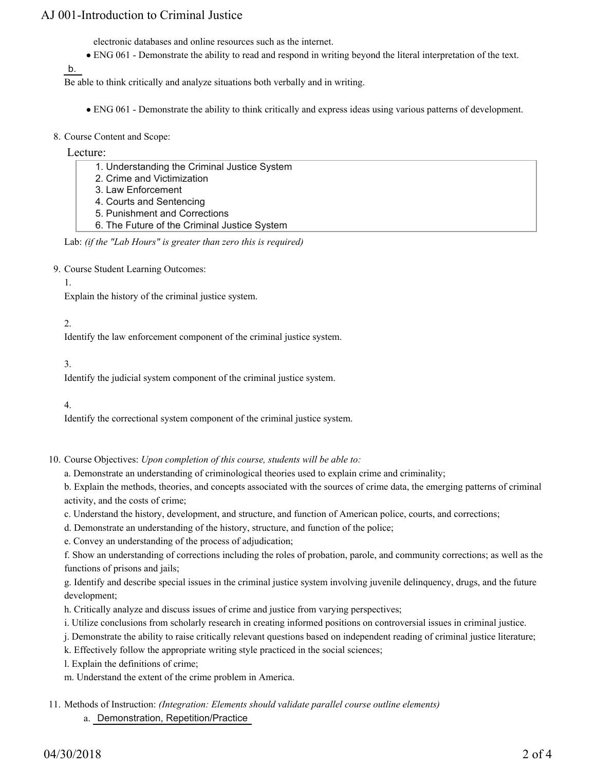electronic databases and online resources such as the internet.

- ENG 061 - Demonstrate the ability to read and respond in writing beyond the literal interpretation of the text.

b.

Be able to think critically and analyze situations both verbally and in writing.

- ENG 061 - Demonstrate the ability to think critically and express ideas using various patterns of development.

8. Course Content and Scope:

Lecture:

1. Understanding the Criminal Justice System
2. Crime and Victimization
3. Law Enforcement
4. Courts and Sentencing
5. Punishment and Corrections
6. The Future of the Criminal Justice System

Lab: *(if the "Lab Hours" is greater than zero this is required)*

9. Course Student Learning Outcomes:

1.

Explain the history of the criminal justice system.

2.

Identify the law enforcement component of the criminal justice system.

3.

Identify the judicial system component of the criminal justice system.

4.

Identify the correctional system component of the criminal justice system.

10. Course Objectives: *Upon completion of this course, students will be able to:*

a. Demonstrate an understanding of criminological theories used to explain crime and criminality;

b. Explain the methods, theories, and concepts associated with the sources of crime data, the emerging patterns of criminal activity, and the costs of crime;

c. Understand the history, development, and structure, and function of American police, courts, and corrections;

d. Demonstrate an understanding of the history, structure, and function of the police;

e. Convey an understanding of the process of adjudication;

f. Show an understanding of corrections including the roles of probation, parole, and community corrections; as well as the functions of prisons and jails;

g. Identify and describe special issues in the criminal justice system involving juvenile delinquency, drugs, and the future development;

h. Critically analyze and discuss issues of crime and justice from varying perspectives;

i. Utilize conclusions from scholarly research in creating informed positions on controversial issues in criminal justice.

j. Demonstrate the ability to raise critically relevant questions based on independent reading of criminal justice literature;

k. Effectively follow the appropriate writing style practiced in the social sciences;

l. Explain the definitions of crime;

m. Understand the extent of the crime problem in America.

11. Methods of Instruction: *(Integration: Elements should validate parallel course outline elements)*

a. Demonstration, Repetition/Practice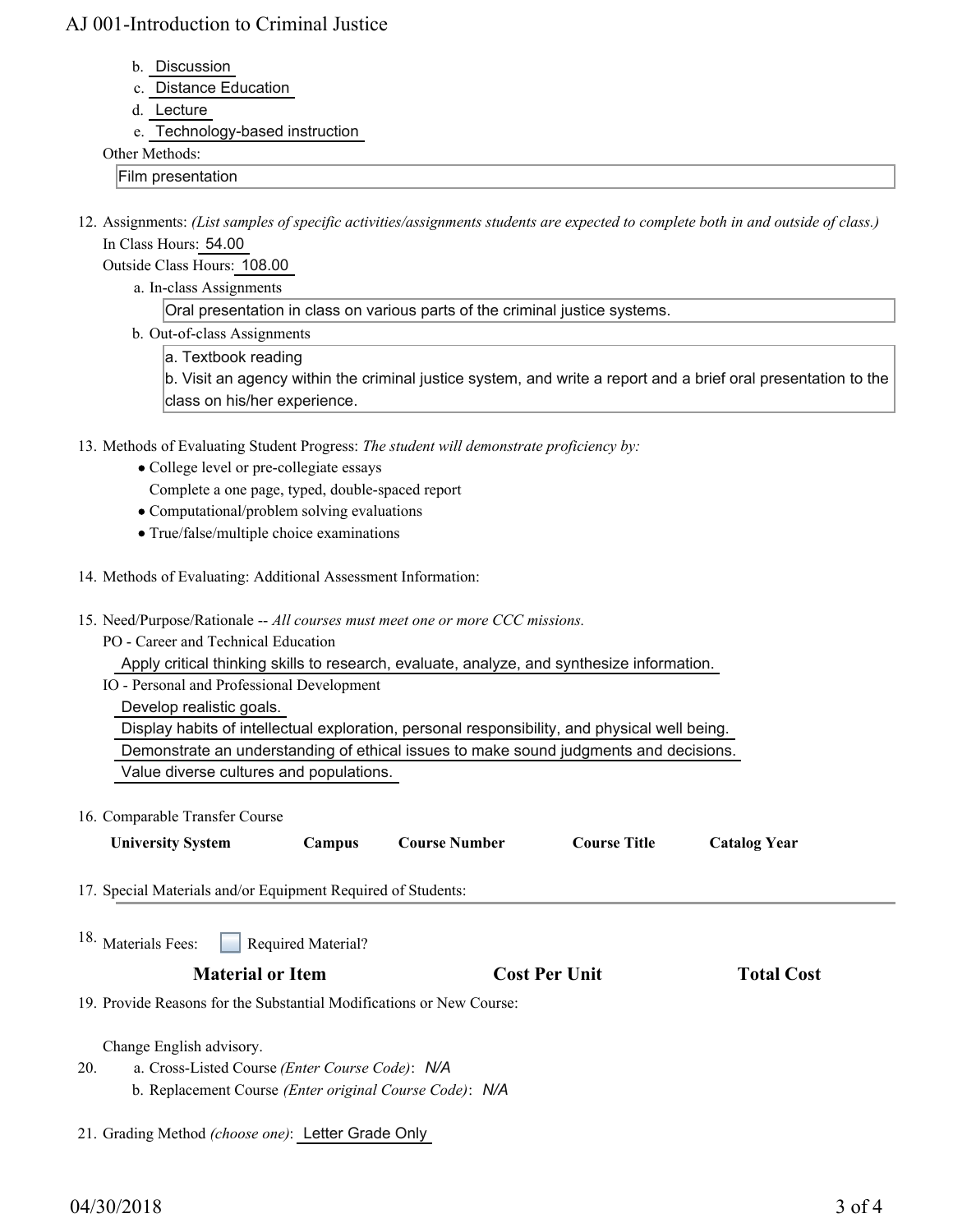b. Discussion
c. Distance Education
d. Lecture
e. Technology-based instruction

Other Methods:

Film presentation

12. Assignments: *(List samples of specific activities/assignments students are expected to complete both in and outside of class.)*

    In Class Hours: 54.00

    Outside Class Hours: 108.00

    a. In-class Assignments

    Oral presentation in class on various parts of the criminal justice systems.

    b. Out-of-class Assignments

    a. Textbook reading
    b. Visit an agency within the criminal justice system, and write a report and a brief oral presentation to the class on his/her experience.

13. Methods of Evaluating Student Progress: *The student will demonstrate proficiency by:*
    - College level or pre-collegiate essays
      Complete a one page, typed, double-spaced report
    - Computational/problem solving evaluations
    - True/false/multiple choice examinations

14. Methods of Evaluating: Additional Assessment Information:

15. Need/Purpose/Rationale -- *All courses must meet one or more CCC missions.*

    PO - Career and Technical Education

    Apply critical thinking skills to research, evaluate, analyze, and synthesize information.

    IO - Personal and Professional Development

    Develop realistic goals.

    Display habits of intellectual exploration, personal responsibility, and physical well being.

    Demonstrate an understanding of ethical issues to make sound judgments and decisions.

    Value diverse cultures and populations.

16. Comparable Transfer Course

| University System | Campus | Course Number | Course Title | Catalog Year |
|---|---|---|---|---|

17. Special Materials and/or Equipment Required of Students:

18. Materials Fees: ☐ Required Material?

| Material or Item | Cost Per Unit | Total Cost |
|---|---|---|

19. Provide Reasons for the Substantial Modifications or New Course:

    Change English advisory.

20. a. Cross-Listed Course *(Enter Course Code)*: *N/A*

    b. Replacement Course *(Enter original Course Code)*: *N/A*

21. Grading Method *(choose one)*: Letter Grade Only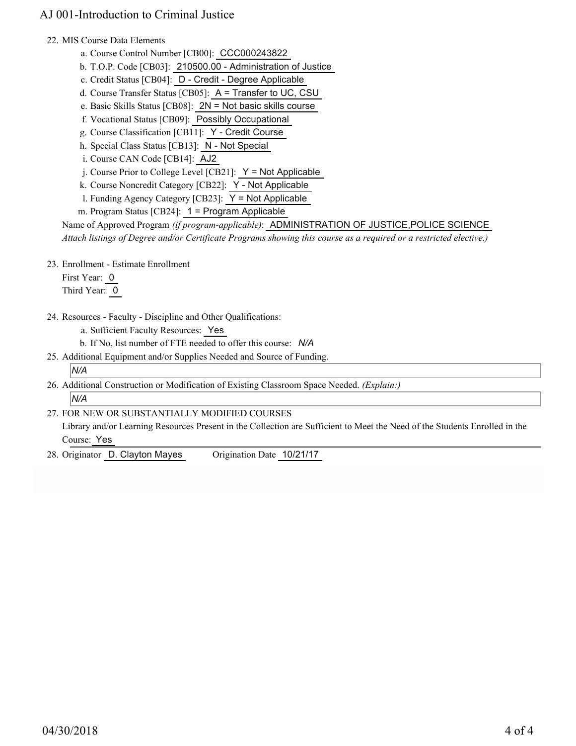22. MIS Course Data Elements
    a. Course Control Number [CB00]: CCC000243822
    b. T.O.P. Code [CB03]: 210500.00 - Administration of Justice
    c. Credit Status [CB04]: D - Credit - Degree Applicable
    d. Course Transfer Status [CB05]: A = Transfer to UC, CSU
    e. Basic Skills Status [CB08]: 2N = Not basic skills course
    f. Vocational Status [CB09]: Possibly Occupational
    g. Course Classification [CB11]: Y - Credit Course
    h. Special Class Status [CB13]: N - Not Special
    i. Course CAN Code [CB14]: AJ2
    j. Course Prior to College Level [CB21]: Y = Not Applicable
    k. Course Noncredit Category [CB22]: Y - Not Applicable
    l. Funding Agency Category [CB23]: Y = Not Applicable
    m. Program Status [CB24]: 1 = Program Applicable

    Name of Approved Program *(if program-applicable)*: ADMINISTRATION OF JUSTICE,POLICE SCIENCE
    *Attach listings of Degree and/or Certificate Programs showing this course as a required or a restricted elective.)*

23. Enrollment - Estimate Enrollment
    First Year: 0
    Third Year: 0

24. Resources - Faculty - Discipline and Other Qualifications:
    a. Sufficient Faculty Resources: Yes
    b. If No, list number of FTE needed to offer this course: *N/A*

25. Additional Equipment and/or Supplies Needed and Source of Funding.
    *N/A*

26. Additional Construction or Modification of Existing Classroom Space Needed. *(Explain:)*
    *N/A*

27. FOR NEW OR SUBSTANTIALLY MODIFIED COURSES
    Library and/or Learning Resources Present in the Collection are Sufficient to Meet the Need of the Students Enrolled in the Course: Yes

28. Originator D. Clayton Mayes Origination Date 10/21/17